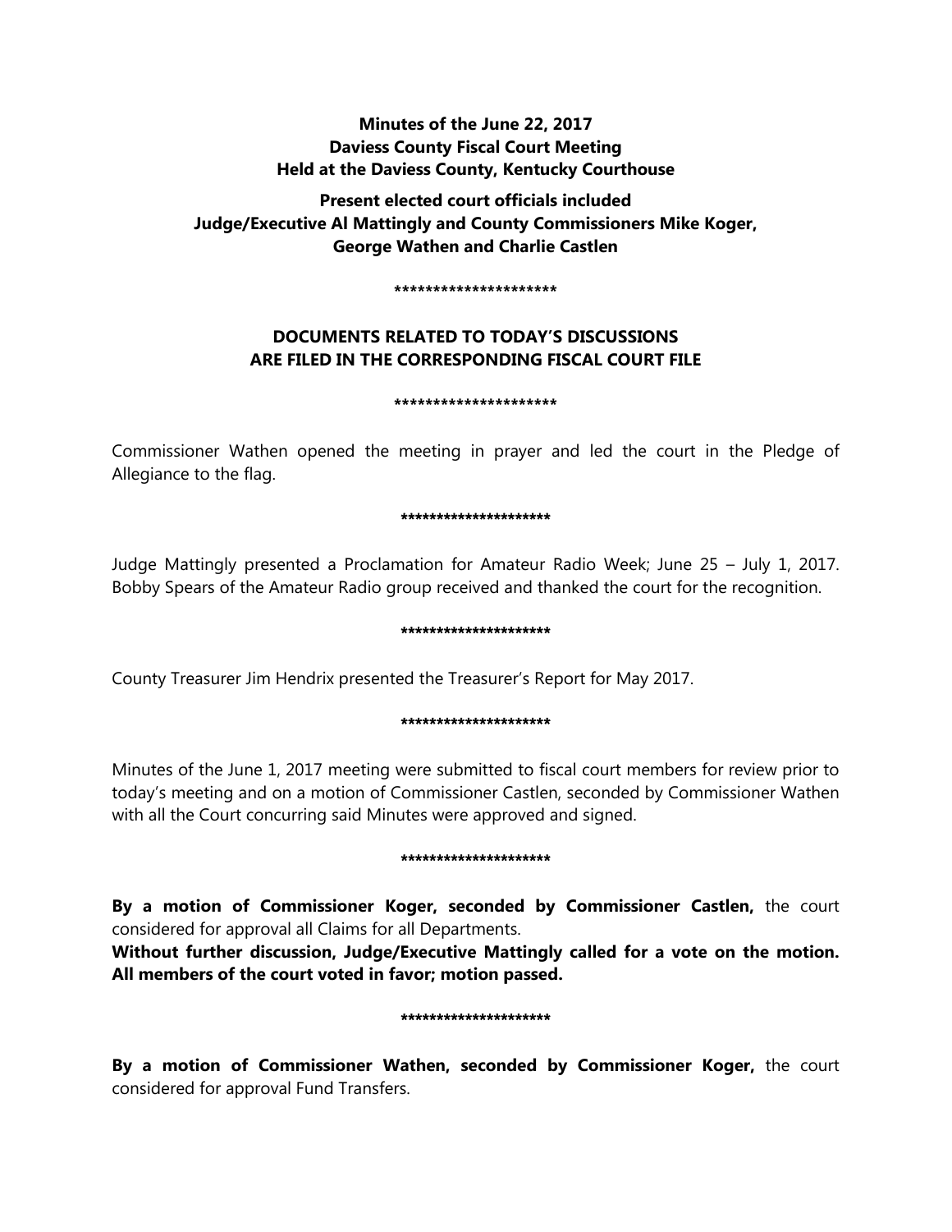**Minutes of the June 22, 2017**
**Daviess County Fiscal Court Meeting**
**Held at the Daviess County, Kentucky Courthouse**

**Present elected court officials included**
**Judge/Executive Al Mattingly and County Commissioners Mike Koger, George Wathen and Charlie Castlen**

*********************

**DOCUMENTS RELATED TO TODAY'S DISCUSSIONS ARE FILED IN THE CORRESPONDING FISCAL COURT FILE**

*********************

Commissioner Wathen opened the meeting in prayer and led the court in the Pledge of Allegiance to the flag.

*********************

Judge Mattingly presented a Proclamation for Amateur Radio Week; June 25 – July 1, 2017. Bobby Spears of the Amateur Radio group received and thanked the court for the recognition.

*********************

County Treasurer Jim Hendrix presented the Treasurer's Report for May 2017.

*********************

Minutes of the June 1, 2017 meeting were submitted to fiscal court members for review prior to today's meeting and on a motion of Commissioner Castlen, seconded by Commissioner Wathen with all the Court concurring said Minutes were approved and signed.

*********************

**By a motion of Commissioner Koger, seconded by Commissioner Castlen,** the court considered for approval all Claims for all Departments.
**Without further discussion, Judge/Executive Mattingly called for a vote on the motion. All members of the court voted in favor; motion passed.**

*********************

**By a motion of Commissioner Wathen, seconded by Commissioner Koger,** the court considered for approval Fund Transfers.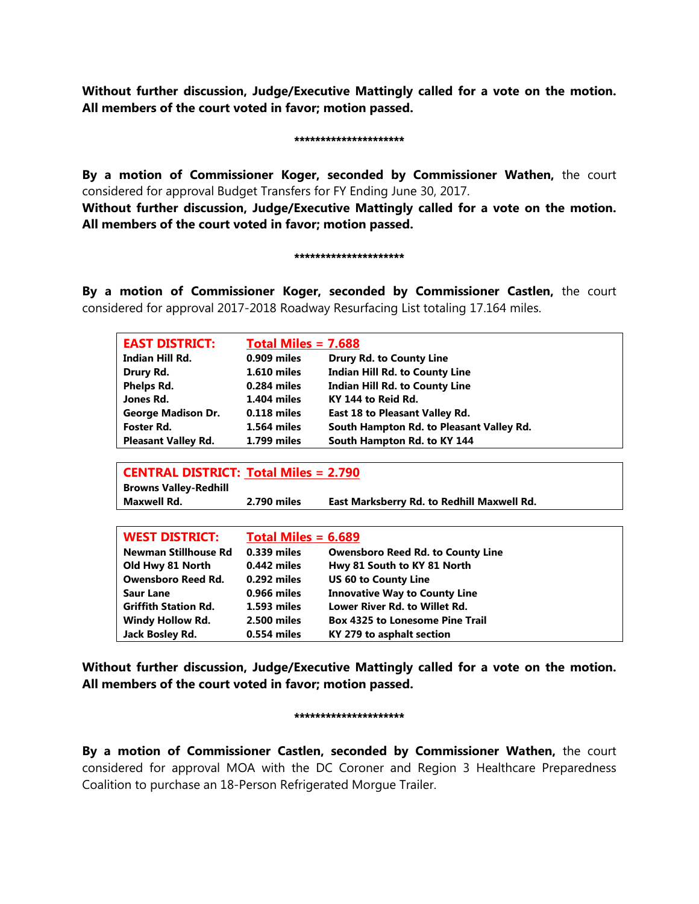**Without further discussion, Judge/Executive Mattingly called for a vote on the motion. All members of the court voted in favor; motion passed.**

*********************

**By a motion of Commissioner Koger, seconded by Commissioner Wathen,** the court considered for approval Budget Transfers for FY Ending June 30, 2017.

**Without further discussion, Judge/Executive Mattingly called for a vote on the motion. All members of the court voted in favor; motion passed.**

*********************

**By a motion of Commissioner Koger, seconded by Commissioner Castlen,** the court considered for approval 2017-2018 Roadway Resurfacing List totaling 17.164 miles.

| **EAST DISTRICT:** | **Total Miles = 7.688** | |
|---|---|---|
| **Indian Hill Rd.** | **0.909 miles** | **Drury Rd. to County Line** |
| **Drury Rd.** | **1.610 miles** | **Indian Hill Rd. to County Line** |
| **Phelps Rd.** | **0.284 miles** | **Indian Hill Rd. to County Line** |
| **Jones Rd.** | **1.404 miles** | **KY 144 to Reid Rd.** |
| **George Madison Dr.** | **0.118 miles** | **East 18 to Pleasant Valley Rd.** |
| **Foster Rd.** | **1.564 miles** | **South Hampton Rd. to Pleasant Valley Rd.** |
| **Pleasant Valley Rd.** | **1.799 miles** | **South Hampton Rd. to KY 144** |

| **CENTRAL DISTRICT:** | **Total Miles = 2.790** | |
|---|---|---|
| **Browns Valley-Redhill Maxwell Rd.** | **2.790 miles** | **East Marksberry Rd. to Redhill Maxwell Rd.** |

| **WEST DISTRICT:** | **Total Miles = 6.689** | |
|---|---|---|
| **Newman Stillhouse Rd** | **0.339 miles** | **Owensboro Reed Rd. to County Line** |
| **Old Hwy 81 North** | **0.442 miles** | **Hwy 81 South to KY 81 North** |
| **Owensboro Reed Rd.** | **0.292 miles** | **US 60 to County Line** |
| **Saur Lane** | **0.966 miles** | **Innovative Way to County Line** |
| **Griffith Station Rd.** | **1.593 miles** | **Lower River Rd. to Willet Rd.** |
| **Windy Hollow Rd.** | **2.500 miles** | **Box 4325 to Lonesome Pine Trail** |
| **Jack Bosley Rd.** | **0.554 miles** | **KY 279 to asphalt section** |

**Without further discussion, Judge/Executive Mattingly called for a vote on the motion. All members of the court voted in favor; motion passed.**

*********************

**By a motion of Commissioner Castlen, seconded by Commissioner Wathen,** the court considered for approval MOA with the DC Coroner and Region 3 Healthcare Preparedness Coalition to purchase an 18-Person Refrigerated Morgue Trailer.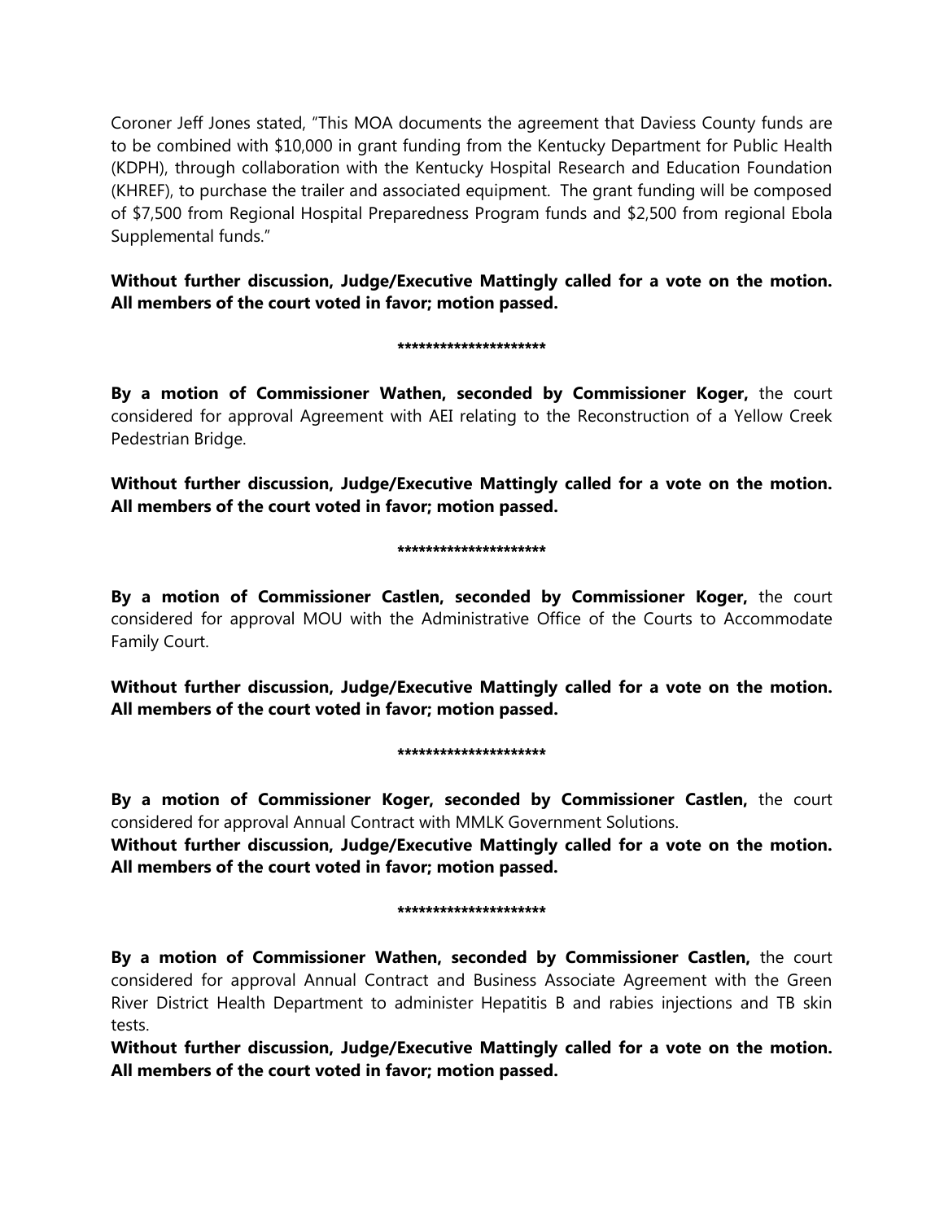Coroner Jeff Jones stated, "This MOA documents the agreement that Daviess County funds are to be combined with $10,000 in grant funding from the Kentucky Department for Public Health (KDPH), through collaboration with the Kentucky Hospital Research and Education Foundation (KHREF), to purchase the trailer and associated equipment. The grant funding will be composed of $7,500 from Regional Hospital Preparedness Program funds and $2,500 from regional Ebola Supplemental funds."

**Without further discussion, Judge/Executive Mattingly called for a vote on the motion. All members of the court voted in favor; motion passed.**

**********************

**By a motion of Commissioner Wathen, seconded by Commissioner Koger,** the court considered for approval Agreement with AEI relating to the Reconstruction of a Yellow Creek Pedestrian Bridge.

**Without further discussion, Judge/Executive Mattingly called for a vote on the motion. All members of the court voted in favor; motion passed.**

**********************

**By a motion of Commissioner Castlen, seconded by Commissioner Koger,** the court considered for approval MOU with the Administrative Office of the Courts to Accommodate Family Court.

**Without further discussion, Judge/Executive Mattingly called for a vote on the motion. All members of the court voted in favor; motion passed.**

**********************

**By a motion of Commissioner Koger, seconded by Commissioner Castlen,** the court considered for approval Annual Contract with MMLK Government Solutions.

**Without further discussion, Judge/Executive Mattingly called for a vote on the motion. All members of the court voted in favor; motion passed.**

**********************

**By a motion of Commissioner Wathen, seconded by Commissioner Castlen,** the court considered for approval Annual Contract and Business Associate Agreement with the Green River District Health Department to administer Hepatitis B and rabies injections and TB skin tests.

**Without further discussion, Judge/Executive Mattingly called for a vote on the motion. All members of the court voted in favor; motion passed.**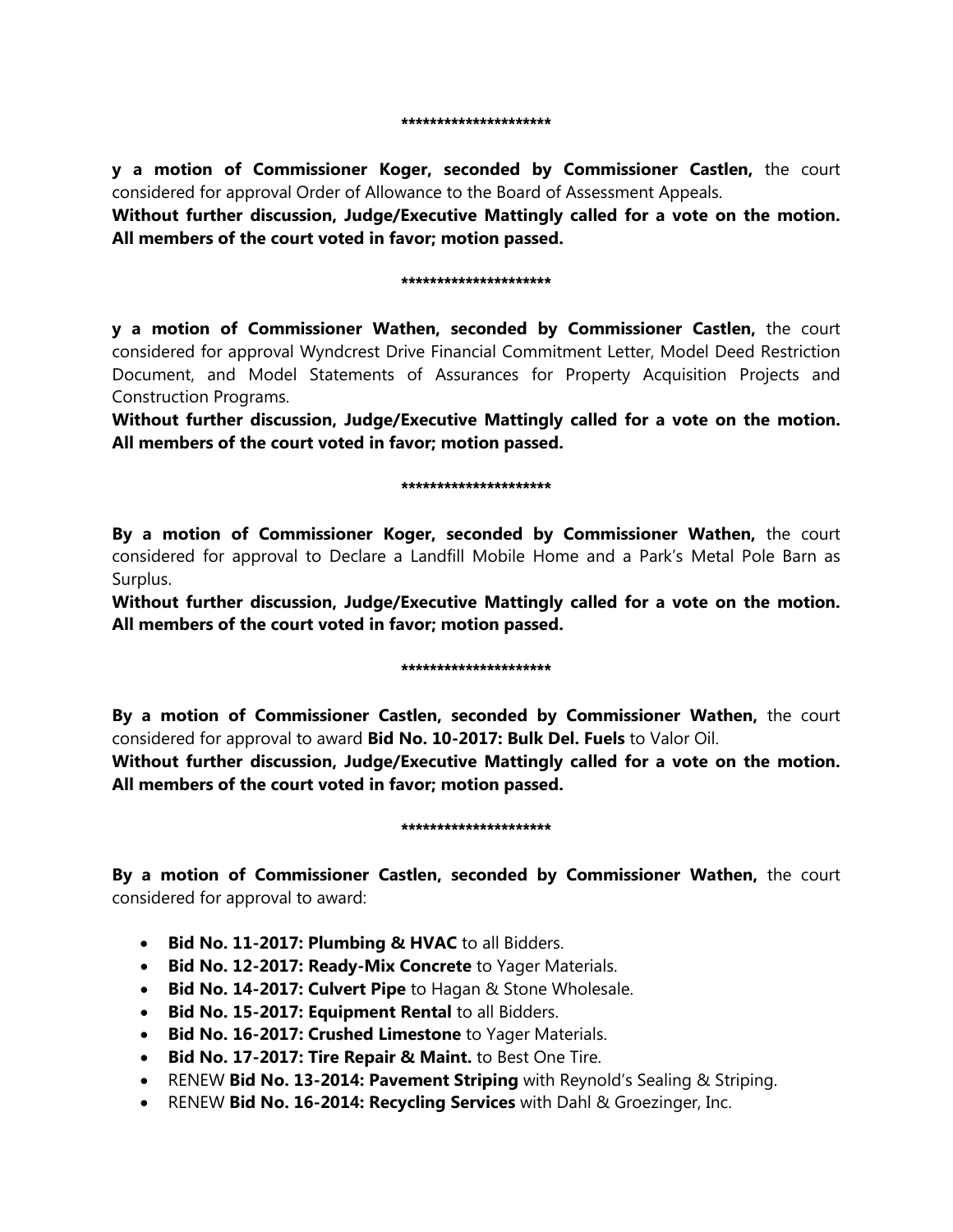*********************

**y a motion of Commissioner Koger, seconded by Commissioner Castlen,** the court considered for approval Order of Allowance to the Board of Assessment Appeals.

**Without further discussion, Judge/Executive Mattingly called for a vote on the motion. All members of the court voted in favor; motion passed.**

*********************

**y a motion of Commissioner Wathen, seconded by Commissioner Castlen,** the court considered for approval Wyndcrest Drive Financial Commitment Letter, Model Deed Restriction Document, and Model Statements of Assurances for Property Acquisition Projects and Construction Programs.

**Without further discussion, Judge/Executive Mattingly called for a vote on the motion. All members of the court voted in favor; motion passed.**

*********************

**By a motion of Commissioner Koger, seconded by Commissioner Wathen,** the court considered for approval to Declare a Landfill Mobile Home and a Park's Metal Pole Barn as Surplus.

**Without further discussion, Judge/Executive Mattingly called for a vote on the motion. All members of the court voted in favor; motion passed.**

*********************

**By a motion of Commissioner Castlen, seconded by Commissioner Wathen,** the court considered for approval to award **Bid No. 10-2017: Bulk Del. Fuels** to Valor Oil.

**Without further discussion, Judge/Executive Mattingly called for a vote on the motion. All members of the court voted in favor; motion passed.**

*********************

**By a motion of Commissioner Castlen, seconded by Commissioner Wathen,** the court considered for approval to award:

- **Bid No. 11-2017: Plumbing & HVAC** to all Bidders.
- **Bid No. 12-2017: Ready-Mix Concrete** to Yager Materials.
- **Bid No. 14-2017: Culvert Pipe** to Hagan & Stone Wholesale.
- **Bid No. 15-2017: Equipment Rental** to all Bidders.
- **Bid No. 16-2017: Crushed Limestone** to Yager Materials.
- **Bid No. 17-2017: Tire Repair & Maint.** to Best One Tire.
- RENEW **Bid No. 13-2014: Pavement Striping** with Reynold's Sealing & Striping.
- RENEW **Bid No. 16-2014: Recycling Services** with Dahl & Groezinger, Inc.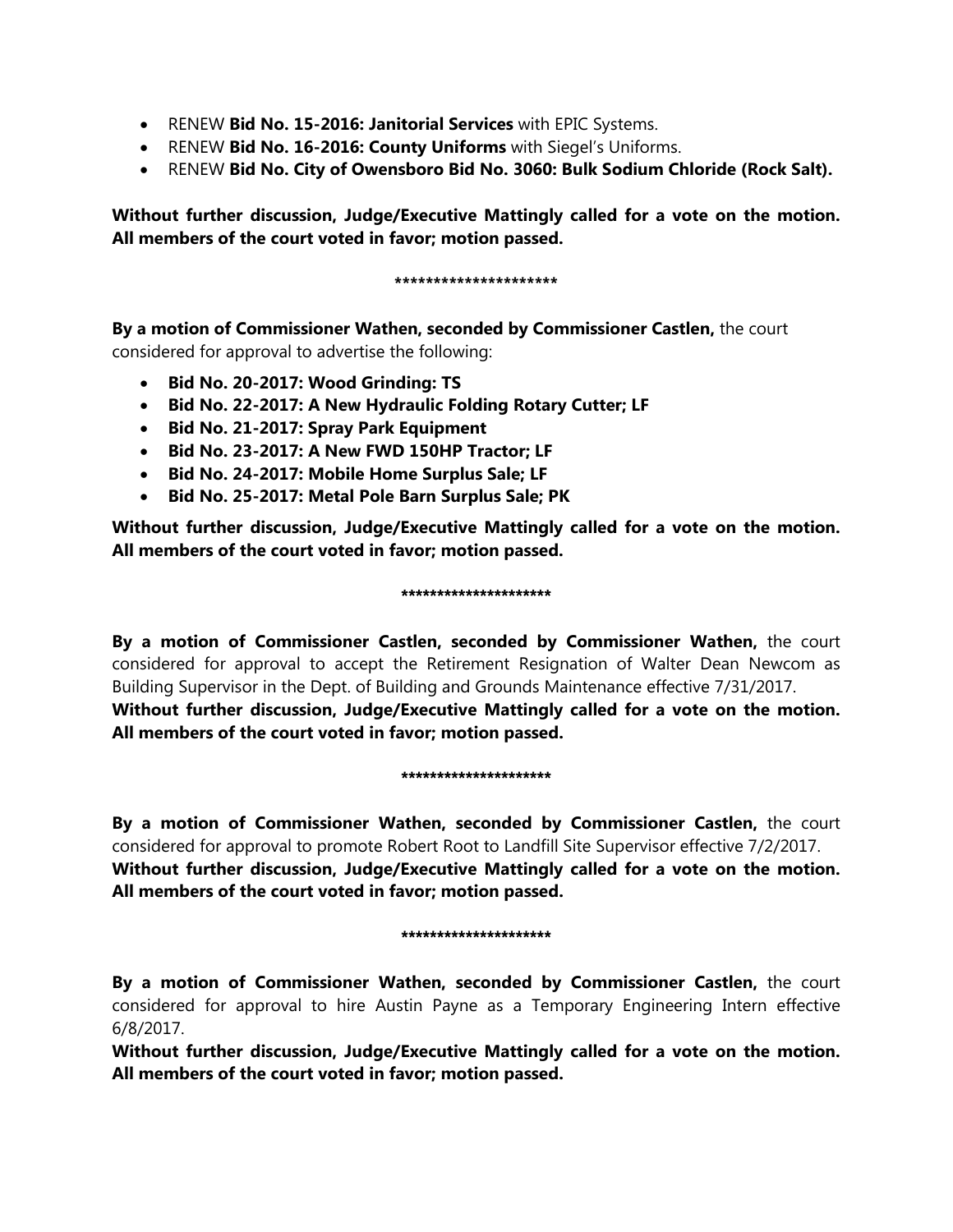- RENEW **Bid No. 15-2016: Janitorial Services** with EPIC Systems.
- RENEW **Bid No. 16-2016: County Uniforms** with Siegel's Uniforms.
- RENEW **Bid No. City of Owensboro Bid No. 3060: Bulk Sodium Chloride (Rock Salt).**

**Without further discussion, Judge/Executive Mattingly called for a vote on the motion. All members of the court voted in favor; motion passed.**

*********************

**By a motion of Commissioner Wathen, seconded by Commissioner Castlen,** the court considered for approval to advertise the following:

- **Bid No. 20-2017: Wood Grinding: TS**
- **Bid No. 22-2017: A New Hydraulic Folding Rotary Cutter; LF**
- **Bid No. 21-2017: Spray Park Equipment**
- **Bid No. 23-2017: A New FWD 150HP Tractor; LF**
- **Bid No. 24-2017: Mobile Home Surplus Sale; LF**
- **Bid No. 25-2017: Metal Pole Barn Surplus Sale; PK**

**Without further discussion, Judge/Executive Mattingly called for a vote on the motion. All members of the court voted in favor; motion passed.**

*********************

**By a motion of Commissioner Castlen, seconded by Commissioner Wathen,** the court considered for approval to accept the Retirement Resignation of Walter Dean Newcom as Building Supervisor in the Dept. of Building and Grounds Maintenance effective 7/31/2017.
**Without further discussion, Judge/Executive Mattingly called for a vote on the motion. All members of the court voted in favor; motion passed.**

*********************

**By a motion of Commissioner Wathen, seconded by Commissioner Castlen,** the court considered for approval to promote Robert Root to Landfill Site Supervisor effective 7/2/2017.
**Without further discussion, Judge/Executive Mattingly called for a vote on the motion. All members of the court voted in favor; motion passed.**

*********************

**By a motion of Commissioner Wathen, seconded by Commissioner Castlen,** the court considered for approval to hire Austin Payne as a Temporary Engineering Intern effective 6/8/2017.
**Without further discussion, Judge/Executive Mattingly called for a vote on the motion. All members of the court voted in favor; motion passed.**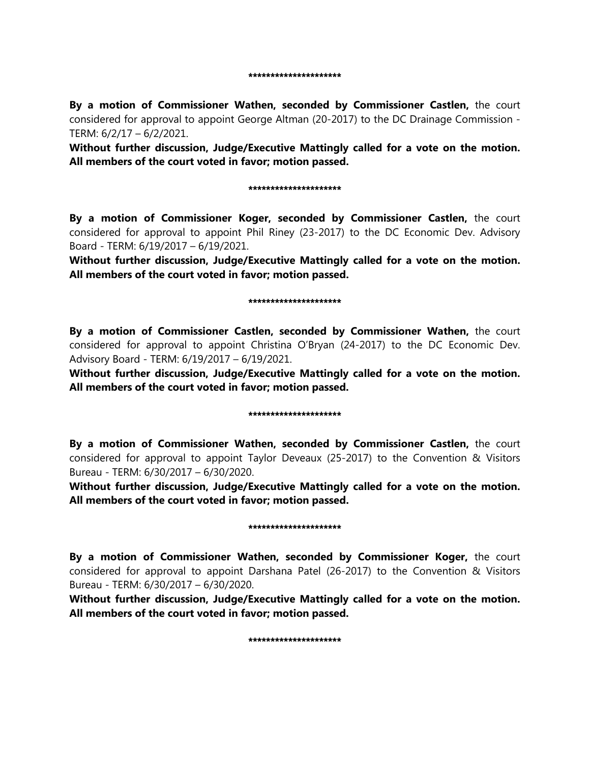*********************

**By a motion of Commissioner Wathen, seconded by Commissioner Castlen,** the court considered for approval to appoint George Altman (20-2017) to the DC Drainage Commission - TERM: 6/2/17 – 6/2/2021.

**Without further discussion, Judge/Executive Mattingly called for a vote on the motion. All members of the court voted in favor; motion passed.**

*********************

**By a motion of Commissioner Koger, seconded by Commissioner Castlen,** the court considered for approval to appoint Phil Riney (23-2017) to the DC Economic Dev. Advisory Board - TERM: 6/19/2017 – 6/19/2021.

**Without further discussion, Judge/Executive Mattingly called for a vote on the motion. All members of the court voted in favor; motion passed.**

*********************

**By a motion of Commissioner Castlen, seconded by Commissioner Wathen,** the court considered for approval to appoint Christina O'Bryan (24-2017) to the DC Economic Dev. Advisory Board - TERM: 6/19/2017 – 6/19/2021.

**Without further discussion, Judge/Executive Mattingly called for a vote on the motion. All members of the court voted in favor; motion passed.**

*********************

**By a motion of Commissioner Wathen, seconded by Commissioner Castlen,** the court considered for approval to appoint Taylor Deveaux (25-2017) to the Convention & Visitors Bureau - TERM: 6/30/2017 – 6/30/2020.

**Without further discussion, Judge/Executive Mattingly called for a vote on the motion. All members of the court voted in favor; motion passed.**

*********************

**By a motion of Commissioner Wathen, seconded by Commissioner Koger,** the court considered for approval to appoint Darshana Patel (26-2017) to the Convention & Visitors Bureau - TERM: 6/30/2017 – 6/30/2020.

**Without further discussion, Judge/Executive Mattingly called for a vote on the motion. All members of the court voted in favor; motion passed.**

*********************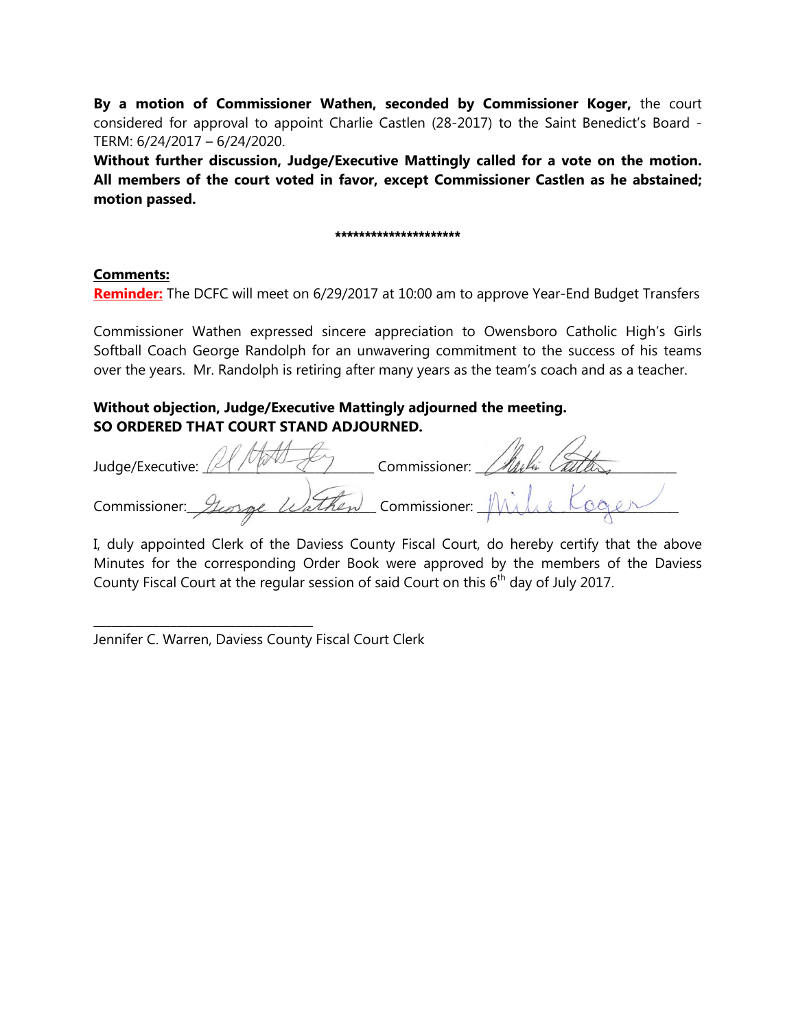**By a motion of Commissioner Wathen, seconded by Commissioner Koger,** the court considered for approval to appoint Charlie Castlen (28-2017) to the Saint Benedict's Board - TERM: 6/24/2017 – 6/24/2020.

**Without further discussion, Judge/Executive Mattingly called for a vote on the motion. All members of the court voted in favor, except Commissioner Castlen as he abstained; motion passed.**

*********************

**Comments:**

**Reminder:** The DCFC will meet on 6/29/2017 at 10:00 am to approve Year-End Budget Transfers

Commissioner Wathen expressed sincere appreciation to Owensboro Catholic High's Girls Softball Coach George Randolph for an unwavering commitment to the success of his teams over the years. Mr. Randolph is retiring after many years as the team's coach and as a teacher.

**Without objection, Judge/Executive Mattingly adjourned the meeting.**
**SO ORDERED THAT COURT STAND ADJOURNED.**

Judge/Executive: ____________________ Commissioner: ____________________

Commissioner: ____________________ Commissioner: ____________________

I, duly appointed Clerk of the Daviess County Fiscal Court, do hereby certify that the above Minutes for the corresponding Order Book were approved by the members of the Daviess County Fiscal Court at the regular session of said Court on this 6th day of July 2017.

____________________________________
Jennifer C. Warren, Daviess County Fiscal Court Clerk